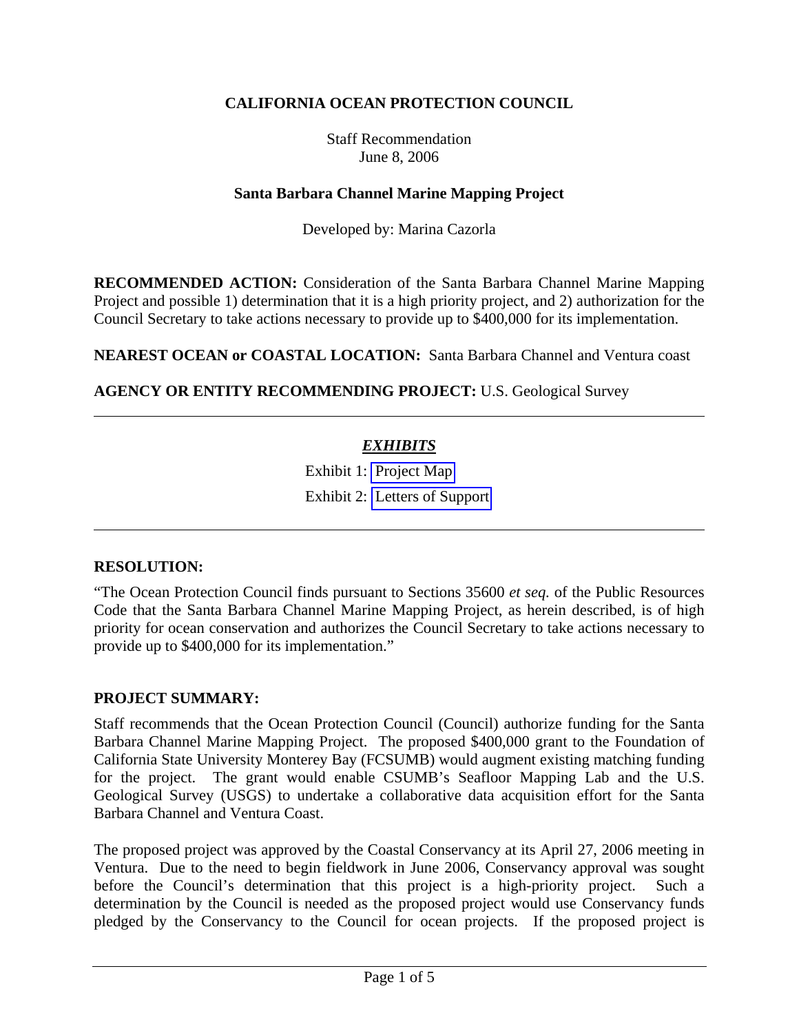# CALIFORNIA OCEAN PROTECTION COUNCIL

Staff Recommendation
June 8, 2006

## Santa Barbara Channel Marine Mapping Project

Developed by: Marina Cazorla

**RECOMMENDED ACTION:** Consideration of the Santa Barbara Channel Marine Mapping Project and possible 1) determination that it is a high priority project, and 2) authorization for the Council Secretary to take actions necessary to provide up to $400,000 for its implementation.

**NEAREST OCEAN or COASTAL LOCATION:** Santa Barbara Channel and Ventura coast

**AGENCY OR ENTITY RECOMMENDING PROJECT:** U.S. Geological Survey

---

***EXHIBITS***

Exhibit 1: Project Map

Exhibit 2: Letters of Support

---

**RESOLUTION:**

"The Ocean Protection Council finds pursuant to Sections 35600 *et seq.* of the Public Resources Code that the Santa Barbara Channel Marine Mapping Project, as herein described, is of high priority for ocean conservation and authorizes the Council Secretary to take actions necessary to provide up to $400,000 for its implementation."

**PROJECT SUMMARY:**

Staff recommends that the Ocean Protection Council (Council) authorize funding for the Santa Barbara Channel Marine Mapping Project. The proposed $400,000 grant to the Foundation of California State University Monterey Bay (FCSUMB) would augment existing matching funding for the project. The grant would enable CSUMB's Seafloor Mapping Lab and the U.S. Geological Survey (USGS) to undertake a collaborative data acquisition effort for the Santa Barbara Channel and Ventura Coast.

The proposed project was approved by the Coastal Conservancy at its April 27, 2006 meeting in Ventura. Due to the need to begin fieldwork in June 2006, Conservancy approval was sought before the Council's determination that this project is a high-priority project. Such a determination by the Council is needed as the proposed project would use Conservancy funds pledged by the Conservancy to the Council for ocean projects. If the proposed project is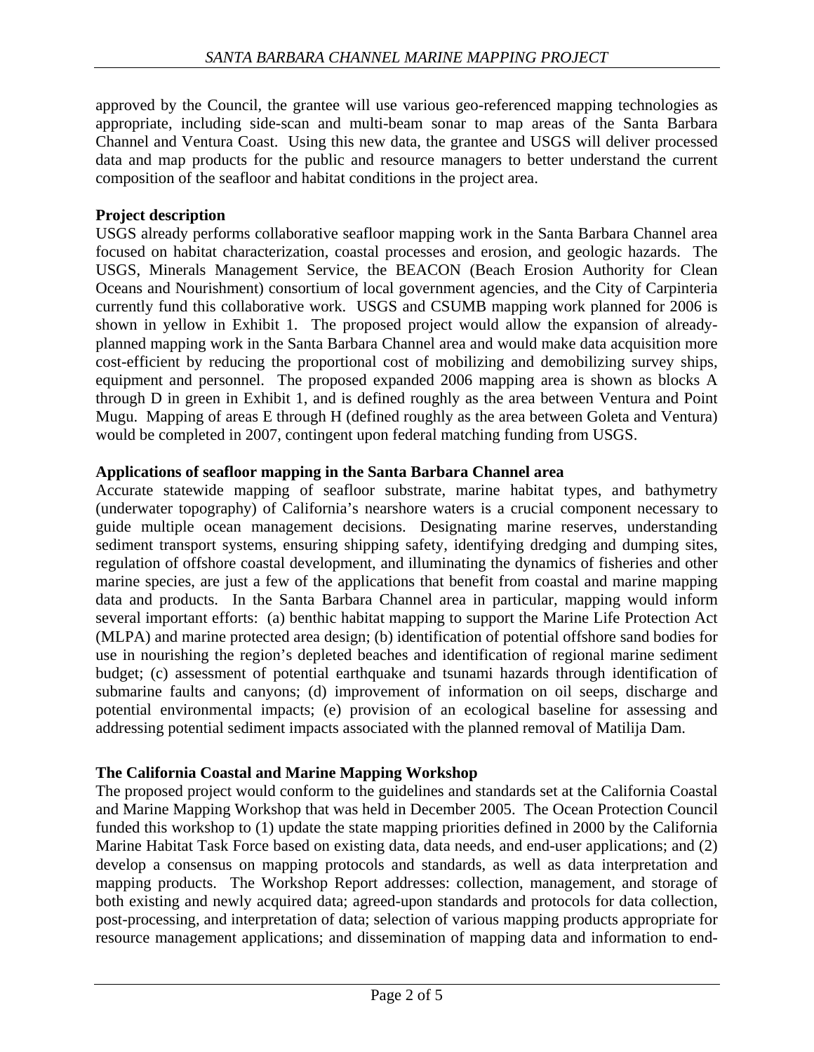approved by the Council, the grantee will use various geo-referenced mapping technologies as appropriate, including side-scan and multi-beam sonar to map areas of the Santa Barbara Channel and Ventura Coast. Using this new data, the grantee and USGS will deliver processed data and map products for the public and resource managers to better understand the current composition of the seafloor and habitat conditions in the project area.

**Project description**

USGS already performs collaborative seafloor mapping work in the Santa Barbara Channel area focused on habitat characterization, coastal processes and erosion, and geologic hazards. The USGS, Minerals Management Service, the BEACON (Beach Erosion Authority for Clean Oceans and Nourishment) consortium of local government agencies, and the City of Carpinteria currently fund this collaborative work. USGS and CSUMB mapping work planned for 2006 is shown in yellow in Exhibit 1. The proposed project would allow the expansion of already-planned mapping work in the Santa Barbara Channel area and would make data acquisition more cost-efficient by reducing the proportional cost of mobilizing and demobilizing survey ships, equipment and personnel. The proposed expanded 2006 mapping area is shown as blocks A through D in green in Exhibit 1, and is defined roughly as the area between Ventura and Point Mugu. Mapping of areas E through H (defined roughly as the area between Goleta and Ventura) would be completed in 2007, contingent upon federal matching funding from USGS.

**Applications of seafloor mapping in the Santa Barbara Channel area**

Accurate statewide mapping of seafloor substrate, marine habitat types, and bathymetry (underwater topography) of California's nearshore waters is a crucial component necessary to guide multiple ocean management decisions. Designating marine reserves, understanding sediment transport systems, ensuring shipping safety, identifying dredging and dumping sites, regulation of offshore coastal development, and illuminating the dynamics of fisheries and other marine species, are just a few of the applications that benefit from coastal and marine mapping data and products. In the Santa Barbara Channel area in particular, mapping would inform several important efforts: (a) benthic habitat mapping to support the Marine Life Protection Act (MLPA) and marine protected area design; (b) identification of potential offshore sand bodies for use in nourishing the region's depleted beaches and identification of regional marine sediment budget; (c) assessment of potential earthquake and tsunami hazards through identification of submarine faults and canyons; (d) improvement of information on oil seeps, discharge and potential environmental impacts; (e) provision of an ecological baseline for assessing and addressing potential sediment impacts associated with the planned removal of Matilija Dam.

**The California Coastal and Marine Mapping Workshop**

The proposed project would conform to the guidelines and standards set at the California Coastal and Marine Mapping Workshop that was held in December 2005. The Ocean Protection Council funded this workshop to (1) update the state mapping priorities defined in 2000 by the California Marine Habitat Task Force based on existing data, data needs, and end-user applications; and (2) develop a consensus on mapping protocols and standards, as well as data interpretation and mapping products. The Workshop Report addresses: collection, management, and storage of both existing and newly acquired data; agreed-upon standards and protocols for data collection, post-processing, and interpretation of data; selection of various mapping products appropriate for resource management applications; and dissemination of mapping data and information to end-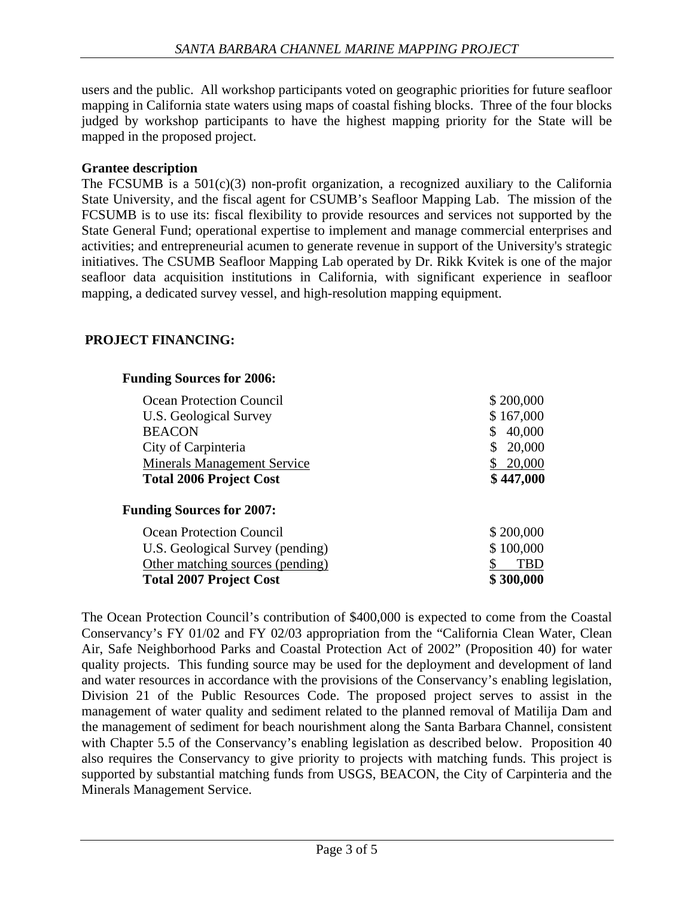users and the public. All workshop participants voted on geographic priorities for future seafloor mapping in California state waters using maps of coastal fishing blocks. Three of the four blocks judged by workshop participants to have the highest mapping priority for the State will be mapped in the proposed project.

**Grantee description**

The FCSUMB is a 501(c)(3) non-profit organization, a recognized auxiliary to the California State University, and the fiscal agent for CSUMB's Seafloor Mapping Lab. The mission of the FCSUMB is to use its: fiscal flexibility to provide resources and services not supported by the State General Fund; operational expertise to implement and manage commercial enterprises and activities; and entrepreneurial acumen to generate revenue in support of the University's strategic initiatives. The CSUMB Seafloor Mapping Lab operated by Dr. Rikk Kvitek is one of the major seafloor data acquisition institutions in California, with significant experience in seafloor mapping, a dedicated survey vessel, and high-resolution mapping equipment.

## PROJECT FINANCING:

**Funding Sources for 2006:**

| | |
|---|---|
| Ocean Protection Council | $ 200,000 |
| U.S. Geological Survey | $ 167,000 |
| BEACON | $ 40,000 |
| City of Carpinteria | $ 20,000 |
| Minerals Management Service | $ 20,000 |
| **Total 2006 Project Cost** | **$ 447,000** |

**Funding Sources for 2007:**

| | |
|---|---|
| Ocean Protection Council | $ 200,000 |
| U.S. Geological Survey (pending) | $ 100,000 |
| Other matching sources (pending) | $ TBD |
| **Total 2007 Project Cost** | **$ 300,000** |

The Ocean Protection Council's contribution of $400,000 is expected to come from the Coastal Conservancy's FY 01/02 and FY 02/03 appropriation from the "California Clean Water, Clean Air, Safe Neighborhood Parks and Coastal Protection Act of 2002" (Proposition 40) for water quality projects. This funding source may be used for the deployment and development of land and water resources in accordance with the provisions of the Conservancy's enabling legislation, Division 21 of the Public Resources Code. The proposed project serves to assist in the management of water quality and sediment related to the planned removal of Matilija Dam and the management of sediment for beach nourishment along the Santa Barbara Channel, consistent with Chapter 5.5 of the Conservancy's enabling legislation as described below. Proposition 40 also requires the Conservancy to give priority to projects with matching funds. This project is supported by substantial matching funds from USGS, BEACON, the City of Carpinteria and the Minerals Management Service.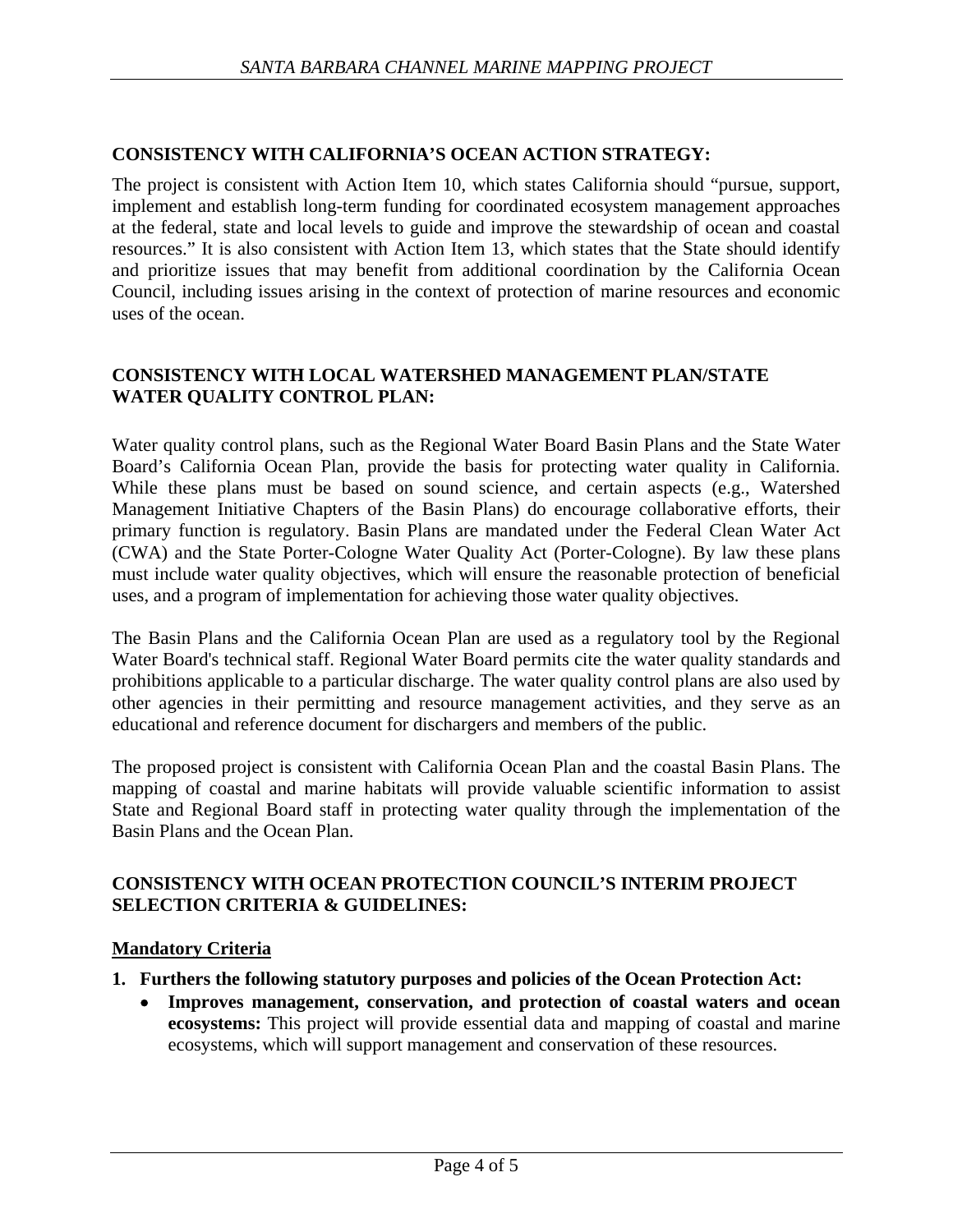## CONSISTENCY WITH CALIFORNIA'S OCEAN ACTION STRATEGY:

The project is consistent with Action Item 10, which states California should "pursue, support, implement and establish long-term funding for coordinated ecosystem management approaches at the federal, state and local levels to guide and improve the stewardship of ocean and coastal resources." It is also consistent with Action Item 13, which states that the State should identify and prioritize issues that may benefit from additional coordination by the California Ocean Council, including issues arising in the context of protection of marine resources and economic uses of the ocean.

## CONSISTENCY WITH LOCAL WATERSHED MANAGEMENT PLAN/STATE WATER QUALITY CONTROL PLAN:

Water quality control plans, such as the Regional Water Board Basin Plans and the State Water Board's California Ocean Plan, provide the basis for protecting water quality in California. While these plans must be based on sound science, and certain aspects (e.g., Watershed Management Initiative Chapters of the Basin Plans) do encourage collaborative efforts, their primary function is regulatory. Basin Plans are mandated under the Federal Clean Water Act (CWA) and the State Porter-Cologne Water Quality Act (Porter-Cologne). By law these plans must include water quality objectives, which will ensure the reasonable protection of beneficial uses, and a program of implementation for achieving those water quality objectives.

The Basin Plans and the California Ocean Plan are used as a regulatory tool by the Regional Water Board's technical staff. Regional Water Board permits cite the water quality standards and prohibitions applicable to a particular discharge. The water quality control plans are also used by other agencies in their permitting and resource management activities, and they serve as an educational and reference document for dischargers and members of the public.

The proposed project is consistent with California Ocean Plan and the coastal Basin Plans. The mapping of coastal and marine habitats will provide valuable scientific information to assist State and Regional Board staff in protecting water quality through the implementation of the Basin Plans and the Ocean Plan.

## CONSISTENCY WITH OCEAN PROTECTION COUNCIL'S INTERIM PROJECT SELECTION CRITERIA & GUIDELINES:

### Mandatory Criteria

1. **Furthers the following statutory purposes and policies of the Ocean Protection Act:**
   - **Improves management, conservation, and protection of coastal waters and ocean ecosystems:** This project will provide essential data and mapping of coastal and marine ecosystems, which will support management and conservation of these resources.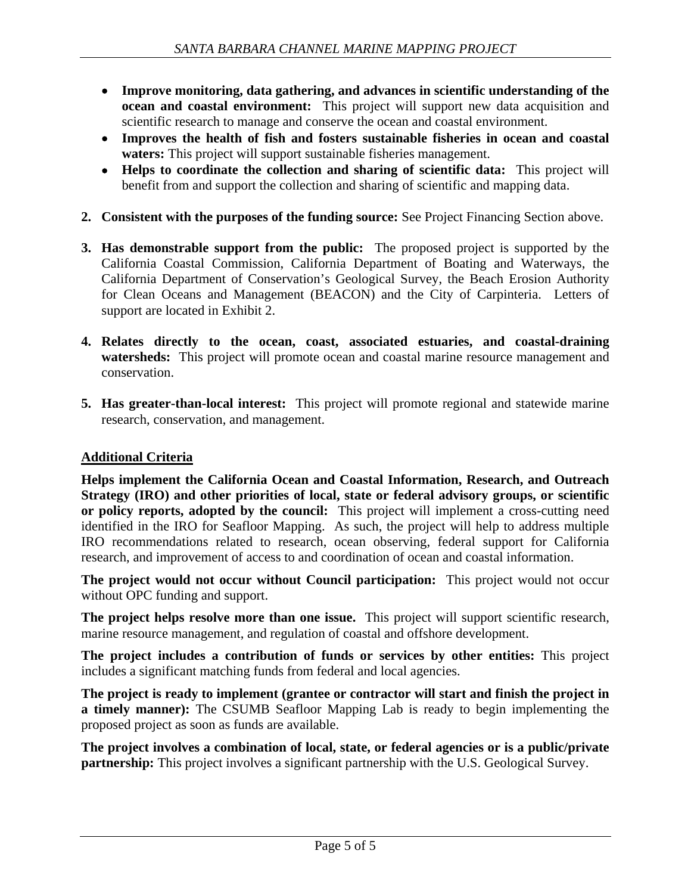- **Improve monitoring, data gathering, and advances in scientific understanding of the ocean and coastal environment:** This project will support new data acquisition and scientific research to manage and conserve the ocean and coastal environment.
- **Improves the health of fish and fosters sustainable fisheries in ocean and coastal waters:** This project will support sustainable fisheries management.
- **Helps to coordinate the collection and sharing of scientific data:** This project will benefit from and support the collection and sharing of scientific and mapping data.

2. **Consistent with the purposes of the funding source:** See Project Financing Section above.

3. **Has demonstrable support from the public:** The proposed project is supported by the California Coastal Commission, California Department of Boating and Waterways, the California Department of Conservation's Geological Survey, the Beach Erosion Authority for Clean Oceans and Management (BEACON) and the City of Carpinteria. Letters of support are located in Exhibit 2.

4. **Relates directly to the ocean, coast, associated estuaries, and coastal-draining watersheds:** This project will promote ocean and coastal marine resource management and conservation.

5. **Has greater-than-local interest:** This project will promote regional and statewide marine research, conservation, and management.

## Additional Criteria

**Helps implement the California Ocean and Coastal Information, Research, and Outreach Strategy (IRO) and other priorities of local, state or federal advisory groups, or scientific or policy reports, adopted by the council:** This project will implement a cross-cutting need identified in the IRO for Seafloor Mapping. As such, the project will help to address multiple IRO recommendations related to research, ocean observing, federal support for California research, and improvement of access to and coordination of ocean and coastal information.

**The project would not occur without Council participation:** This project would not occur without OPC funding and support.

**The project helps resolve more than one issue.** This project will support scientific research, marine resource management, and regulation of coastal and offshore development.

**The project includes a contribution of funds or services by other entities:** This project includes a significant matching funds from federal and local agencies.

**The project is ready to implement (grantee or contractor will start and finish the project in a timely manner):** The CSUMB Seafloor Mapping Lab is ready to begin implementing the proposed project as soon as funds are available.

**The project involves a combination of local, state, or federal agencies or is a public/private partnership:** This project involves a significant partnership with the U.S. Geological Survey.